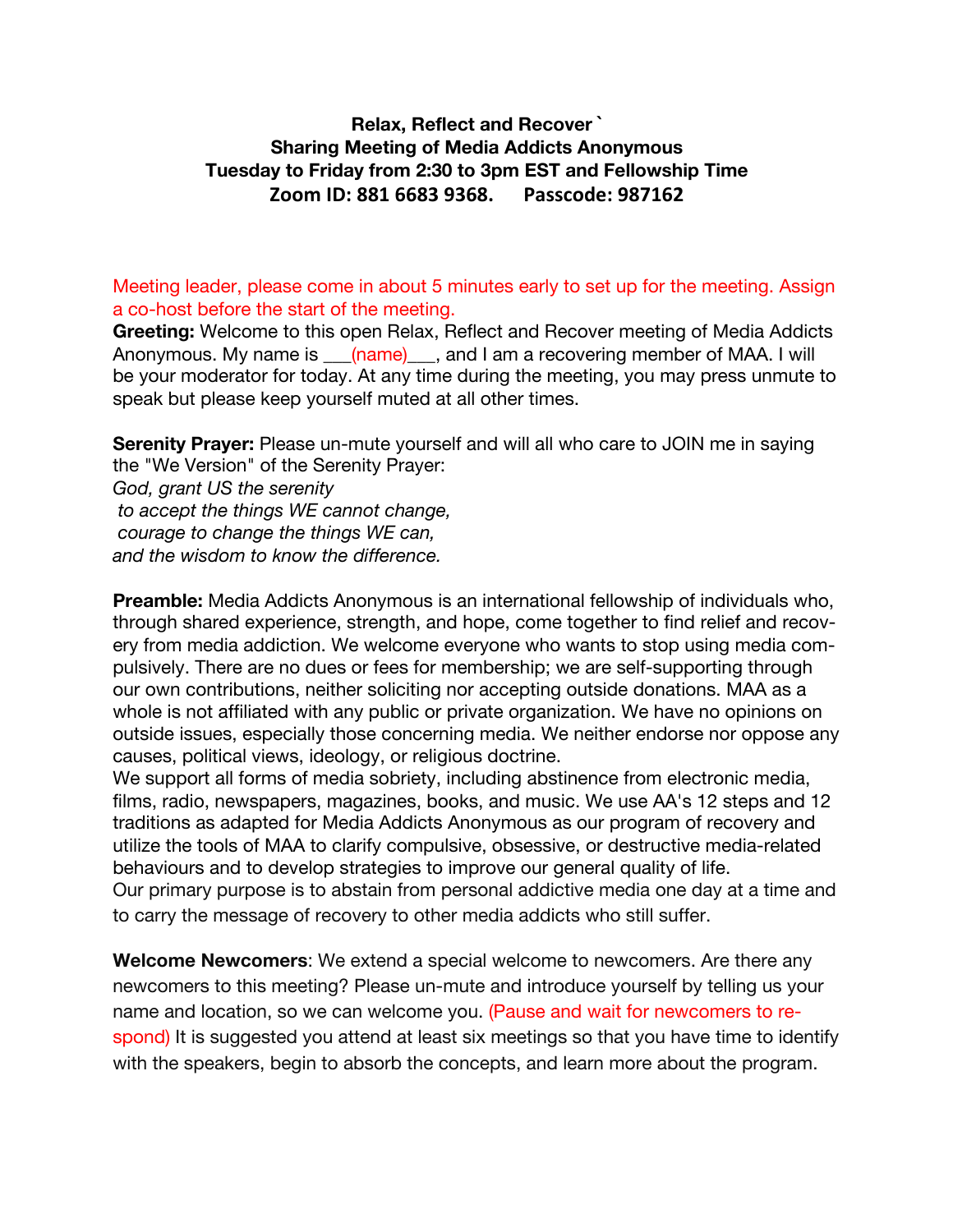**Relax, Reflect and Recover `**
**Sharing Meeting of Media Addicts Anonymous**
**Tuesday to Friday from 2:30 to 3pm EST and Fellowship Time**
**Zoom ID: 881 6683 9368. Passcode: 987162**

Meeting leader, please come in about 5 minutes early to set up for the meeting. Assign a co-host before the start of the meeting.

**Greeting:** Welcome to this open Relax, Reflect and Recover meeting of Media Addicts Anonymous. My name is ___(name)___, and I am a recovering member of MAA. I will be your moderator for today. At any time during the meeting, you may press unmute to speak but please keep yourself muted at all other times.

**Serenity Prayer:** Please un-mute yourself and will all who care to JOIN me in saying the "We Version" of the Serenity Prayer:
*God, grant US the serenity*
*to accept the things WE cannot change,*
*courage to change the things WE can,*
*and the wisdom to know the difference.*

**Preamble:** Media Addicts Anonymous is an international fellowship of individuals who, through shared experience, strength, and hope, come together to find relief and recovery from media addiction. We welcome everyone who wants to stop using media compulsively. There are no dues or fees for membership; we are self-supporting through our own contributions, neither soliciting nor accepting outside donations. MAA as a whole is not affiliated with any public or private organization. We have no opinions on outside issues, especially those concerning media. We neither endorse nor oppose any causes, political views, ideology, or religious doctrine.
We support all forms of media sobriety, including abstinence from electronic media, films, radio, newspapers, magazines, books, and music. We use AA's 12 steps and 12 traditions as adapted for Media Addicts Anonymous as our program of recovery and utilize the tools of MAA to clarify compulsive, obsessive, or destructive media-related behaviours and to develop strategies to improve our general quality of life.
Our primary purpose is to abstain from personal addictive media one day at a time and to carry the message of recovery to other media addicts who still suffer.

**Welcome Newcomers**: We extend a special welcome to newcomers. Are there any newcomers to this meeting? Please un-mute and introduce yourself by telling us your name and location, so we can welcome you. (Pause and wait for newcomers to respond) It is suggested you attend at least six meetings so that you have time to identify with the speakers, begin to absorb the concepts, and learn more about the program.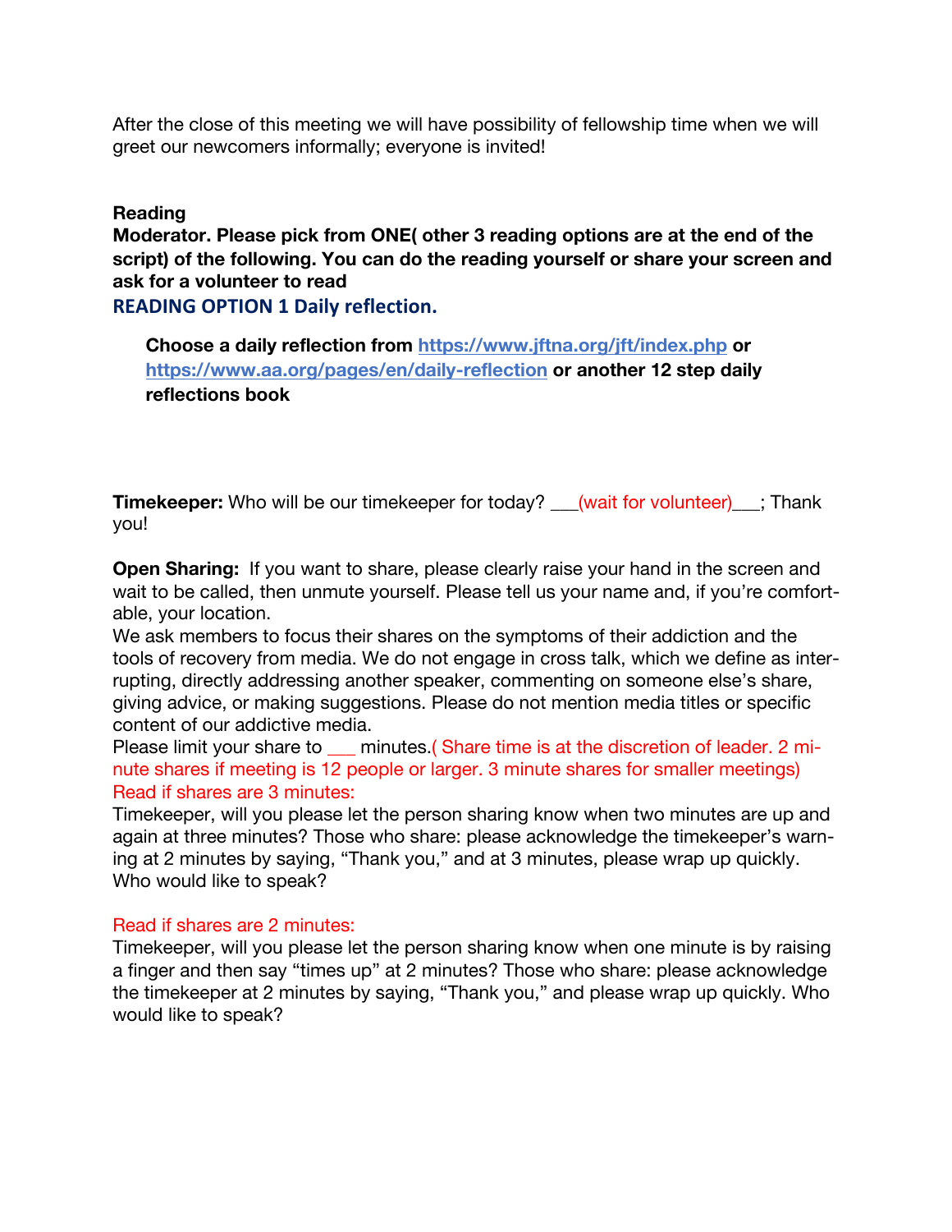After the close of this meeting we will have possibility of fellowship time when we will greet our newcomers informally; everyone is invited!

**Reading**

**Moderator. Please pick from ONE( other 3 reading options are at the end of the script) of the following. You can do the reading yourself or share your screen and ask for a volunteer to read**

**READING OPTION 1 Daily reflection.**

> **Choose a daily reflection from https://www.jftna.org/jft/index.php or https://www.aa.org/pages/en/daily-reflection or another 12 step daily reflections book**

**Timekeeper:** Who will be our timekeeper for today? ___(wait for volunteer)___; Thank you!

**Open Sharing:** If you want to share, please clearly raise your hand in the screen and wait to be called, then unmute yourself. Please tell us your name and, if you're comfortable, your location.

We ask members to focus their shares on the symptoms of their addiction and the tools of recovery from media. We do not engage in cross talk, which we define as interrupting, directly addressing another speaker, commenting on someone else's share, giving advice, or making suggestions. Please do not mention media titles or specific content of our addictive media.

Please limit your share to ___ minutes.( Share time is at the discretion of leader. 2 minute shares if meeting is 12 people or larger. 3 minute shares for smaller meetings)

Read if shares are 3 minutes:

Timekeeper, will you please let the person sharing know when two minutes are up and again at three minutes? Those who share: please acknowledge the timekeeper's warning at 2 minutes by saying, "Thank you," and at 3 minutes, please wrap up quickly. Who would like to speak?

Read if shares are 2 minutes:

Timekeeper, will you please let the person sharing know when one minute is by raising a finger and then say "times up" at 2 minutes? Those who share: please acknowledge the timekeeper at 2 minutes by saying, "Thank you," and please wrap up quickly. Who would like to speak?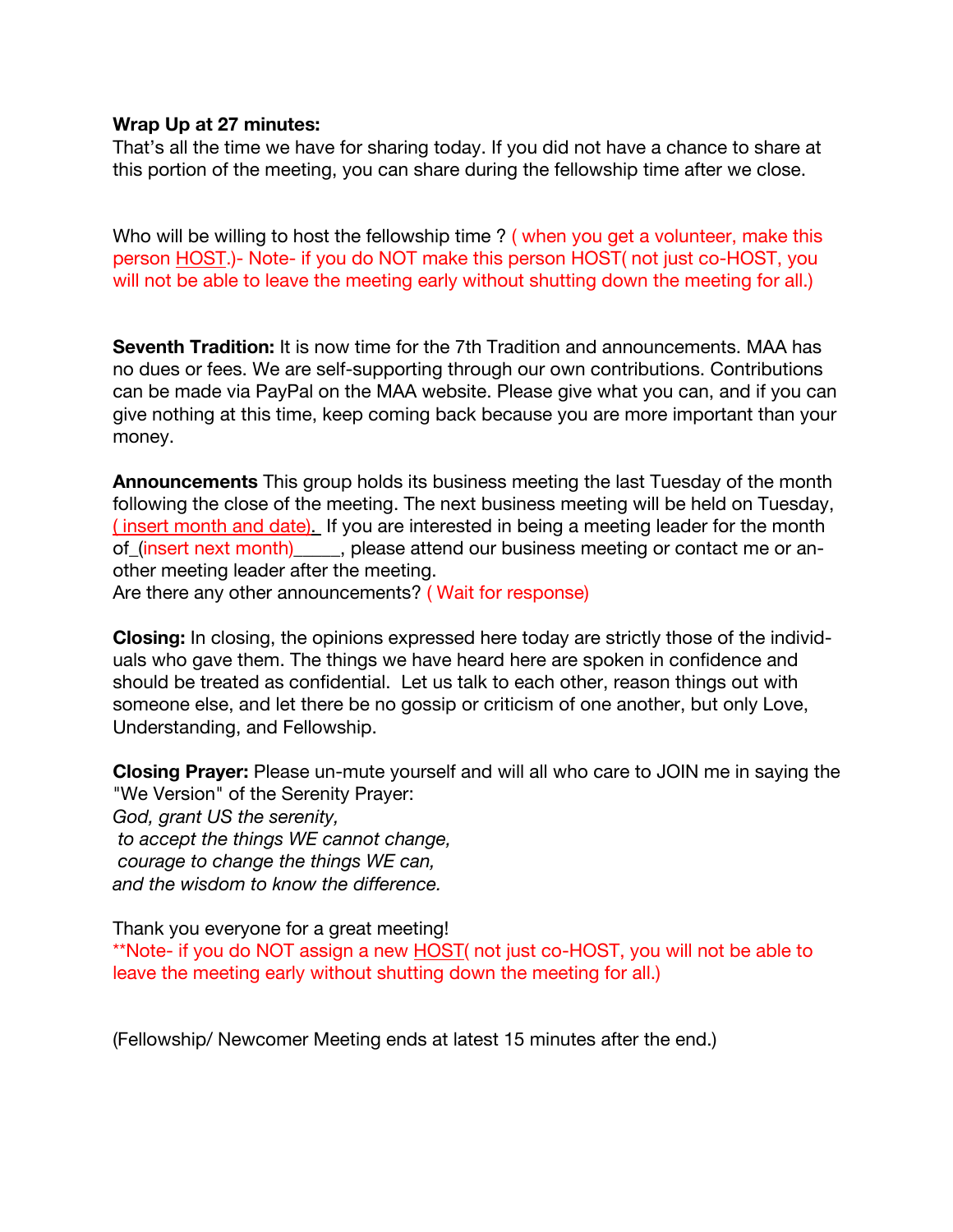**Wrap Up at 27 minutes:**
That's all the time we have for sharing today. If you did not have a chance to share at this portion of the meeting, you can share during the fellowship time after we close.

Who will be willing to host the fellowship time ? ( when you get a volunteer, make this person HOST.)- Note- if you do NOT make this person HOST( not just co-HOST, you will not be able to leave the meeting early without shutting down the meeting for all.)

**Seventh Tradition:** It is now time for the 7th Tradition and announcements. MAA has no dues or fees. We are self-supporting through our own contributions. Contributions can be made via PayPal on the MAA website. Please give what you can, and if you can give nothing at this time, keep coming back because you are more important than your money.

**Announcements** This group holds its business meeting the last Tuesday of the month following the close of the meeting. The next business meeting will be held on Tuesday, ( insert month and date). If you are interested in being a meeting leader for the month of_(insert next month)_____, please attend our business meeting or contact me or another meeting leader after the meeting.
Are there any other announcements? ( Wait for response)

**Closing:** In closing, the opinions expressed here today are strictly those of the individuals who gave them. The things we have heard here are spoken in confidence and should be treated as confidential. Let us talk to each other, reason things out with someone else, and let there be no gossip or criticism of one another, but only Love, Understanding, and Fellowship.

**Closing Prayer:** Please un-mute yourself and will all who care to JOIN me in saying the "We Version" of the Serenity Prayer:
*God, grant US the serenity,*
*to accept the things WE cannot change,*
*courage to change the things WE can,*
*and the wisdom to know the difference.*

Thank you everyone for a great meeting!
**Note- if you do NOT assign a new HOST( not just co-HOST, you will not be able to leave the meeting early without shutting down the meeting for all.)

(Fellowship/ Newcomer Meeting ends at latest 15 minutes after the end.)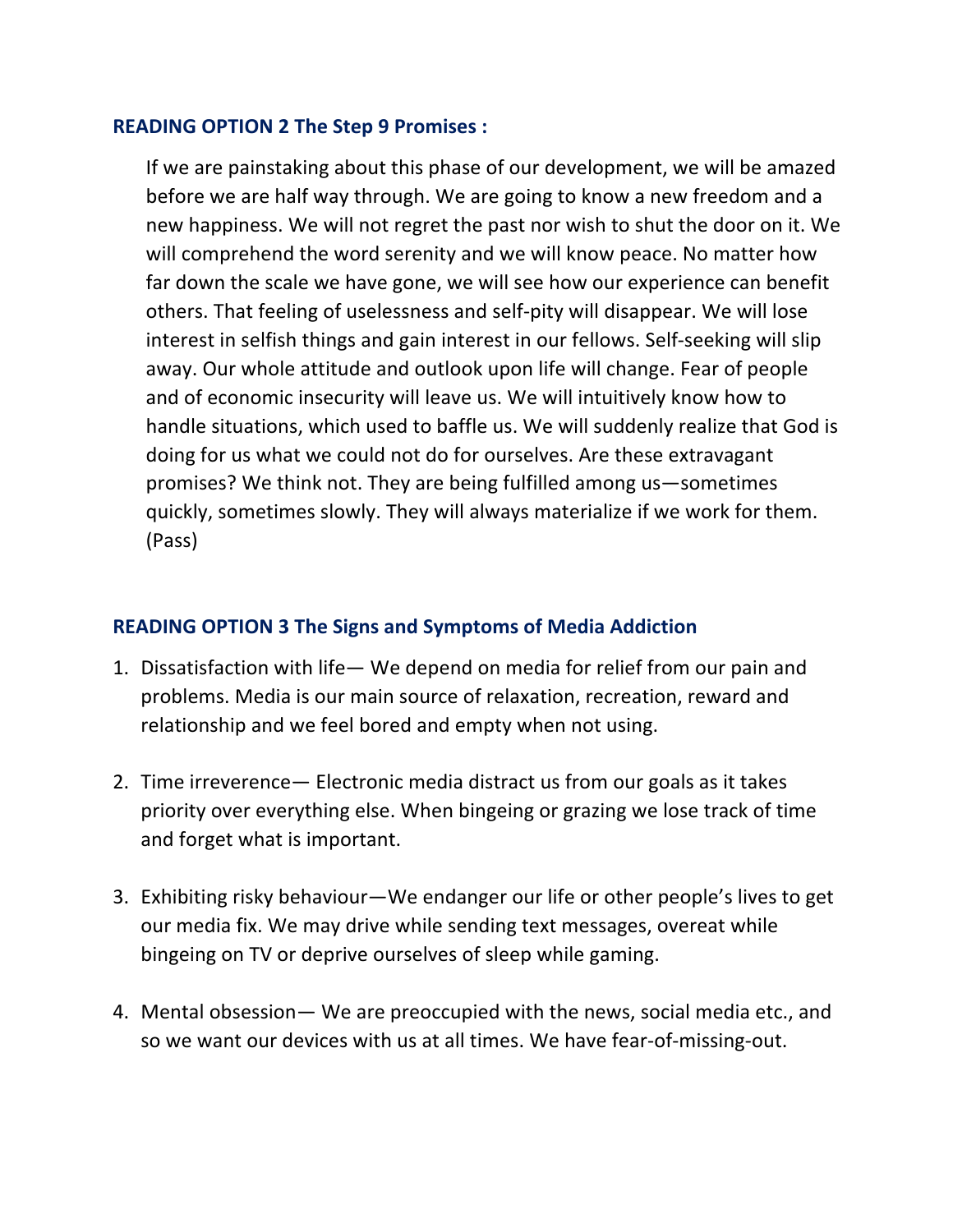### READING OPTION 2 The Step 9 Promises :

If we are painstaking about this phase of our development, we will be amazed before we are half way through. We are going to know a new freedom and a new happiness. We will not regret the past nor wish to shut the door on it. We will comprehend the word serenity and we will know peace. No matter how far down the scale we have gone, we will see how our experience can benefit others. That feeling of uselessness and self-pity will disappear. We will lose interest in selfish things and gain interest in our fellows. Self-seeking will slip away. Our whole attitude and outlook upon life will change. Fear of people and of economic insecurity will leave us. We will intuitively know how to handle situations, which used to baffle us. We will suddenly realize that God is doing for us what we could not do for ourselves. Are these extravagant promises? We think not. They are being fulfilled among us—sometimes quickly, sometimes slowly. They will always materialize if we work for them. (Pass)

### READING OPTION 3 The Signs and Symptoms of Media Addiction

1. Dissatisfaction with life— We depend on media for relief from our pain and problems. Media is our main source of relaxation, recreation, reward and relationship and we feel bored and empty when not using.

2. Time irreverence— Electronic media distract us from our goals as it takes priority over everything else. When bingeing or grazing we lose track of time and forget what is important.

3. Exhibiting risky behaviour—We endanger our life or other people's lives to get our media fix. We may drive while sending text messages, overeat while bingeing on TV or deprive ourselves of sleep while gaming.

4. Mental obsession— We are preoccupied with the news, social media etc., and so we want our devices with us at all times. We have fear-of-missing-out.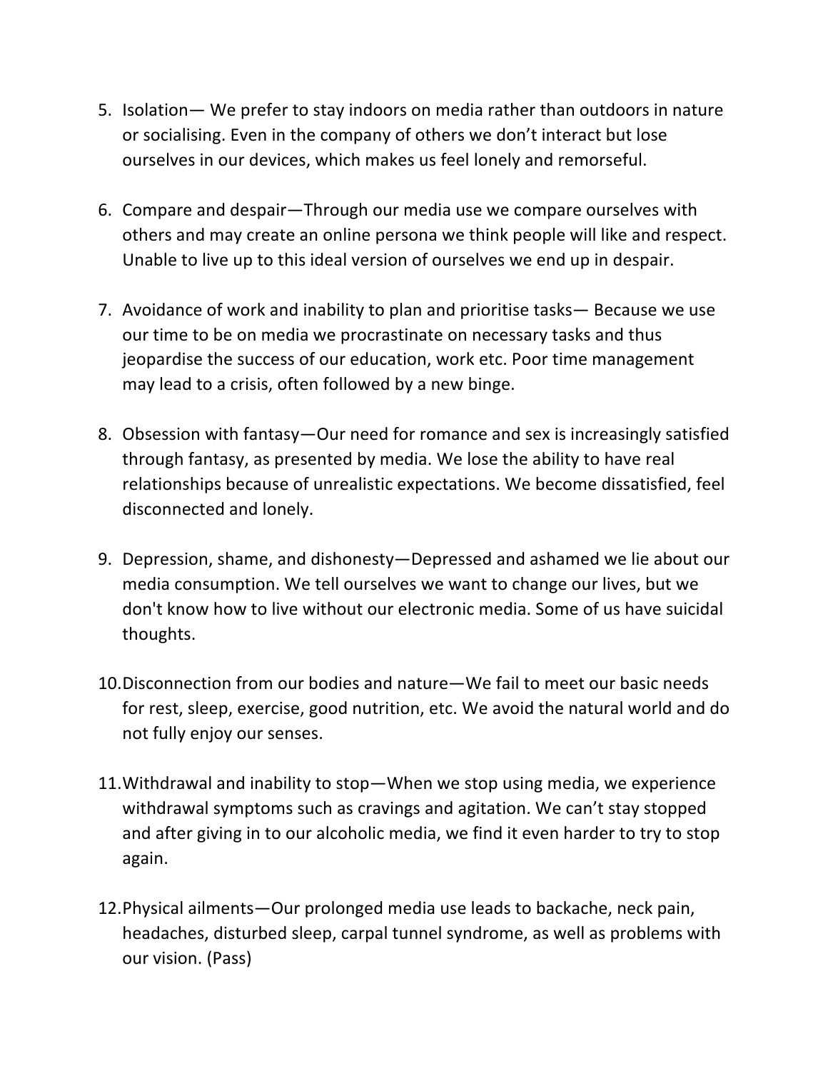5. Isolation— We prefer to stay indoors on media rather than outdoors in nature or socialising. Even in the company of others we don't interact but lose ourselves in our devices, which makes us feel lonely and remorseful.

6. Compare and despair—Through our media use we compare ourselves with others and may create an online persona we think people will like and respect. Unable to live up to this ideal version of ourselves we end up in despair.

7. Avoidance of work and inability to plan and prioritise tasks— Because we use our time to be on media we procrastinate on necessary tasks and thus jeopardise the success of our education, work etc. Poor time management may lead to a crisis, often followed by a new binge.

8. Obsession with fantasy—Our need for romance and sex is increasingly satisfied through fantasy, as presented by media. We lose the ability to have real relationships because of unrealistic expectations. We become dissatisfied, feel disconnected and lonely.

9. Depression, shame, and dishonesty—Depressed and ashamed we lie about our media consumption. We tell ourselves we want to change our lives, but we don't know how to live without our electronic media. Some of us have suicidal thoughts.

10. Disconnection from our bodies and nature—We fail to meet our basic needs for rest, sleep, exercise, good nutrition, etc. We avoid the natural world and do not fully enjoy our senses.

11. Withdrawal and inability to stop—When we stop using media, we experience withdrawal symptoms such as cravings and agitation. We can't stay stopped and after giving in to our alcoholic media, we find it even harder to try to stop again.

12. Physical ailments—Our prolonged media use leads to backache, neck pain, headaches, disturbed sleep, carpal tunnel syndrome, as well as problems with our vision. (Pass)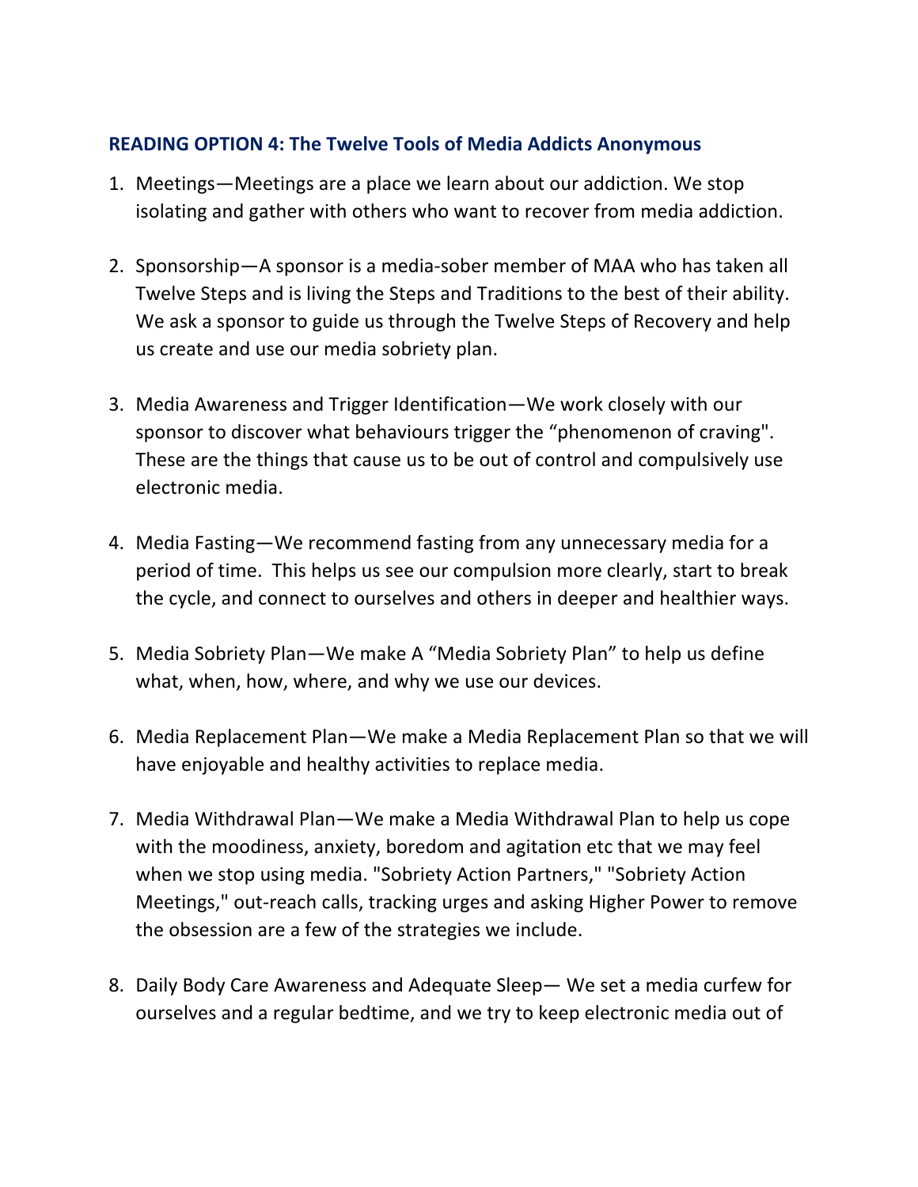### READING OPTION 4: The Twelve Tools of Media Addicts Anonymous

1. Meetings—Meetings are a place we learn about our addiction. We stop isolating and gather with others who want to recover from media addiction.

2. Sponsorship—A sponsor is a media-sober member of MAA who has taken all Twelve Steps and is living the Steps and Traditions to the best of their ability. We ask a sponsor to guide us through the Twelve Steps of Recovery and help us create and use our media sobriety plan.

3. Media Awareness and Trigger Identification—We work closely with our sponsor to discover what behaviours trigger the "phenomenon of craving". These are the things that cause us to be out of control and compulsively use electronic media.

4. Media Fasting—We recommend fasting from any unnecessary media for a period of time. This helps us see our compulsion more clearly, start to break the cycle, and connect to ourselves and others in deeper and healthier ways.

5. Media Sobriety Plan—We make A "Media Sobriety Plan" to help us define what, when, how, where, and why we use our devices.

6. Media Replacement Plan—We make a Media Replacement Plan so that we will have enjoyable and healthy activities to replace media.

7. Media Withdrawal Plan—We make a Media Withdrawal Plan to help us cope with the moodiness, anxiety, boredom and agitation etc that we may feel when we stop using media. "Sobriety Action Partners," "Sobriety Action Meetings," out-reach calls, tracking urges and asking Higher Power to remove the obsession are a few of the strategies we include.

8. Daily Body Care Awareness and Adequate Sleep— We set a media curfew for ourselves and a regular bedtime, and we try to keep electronic media out of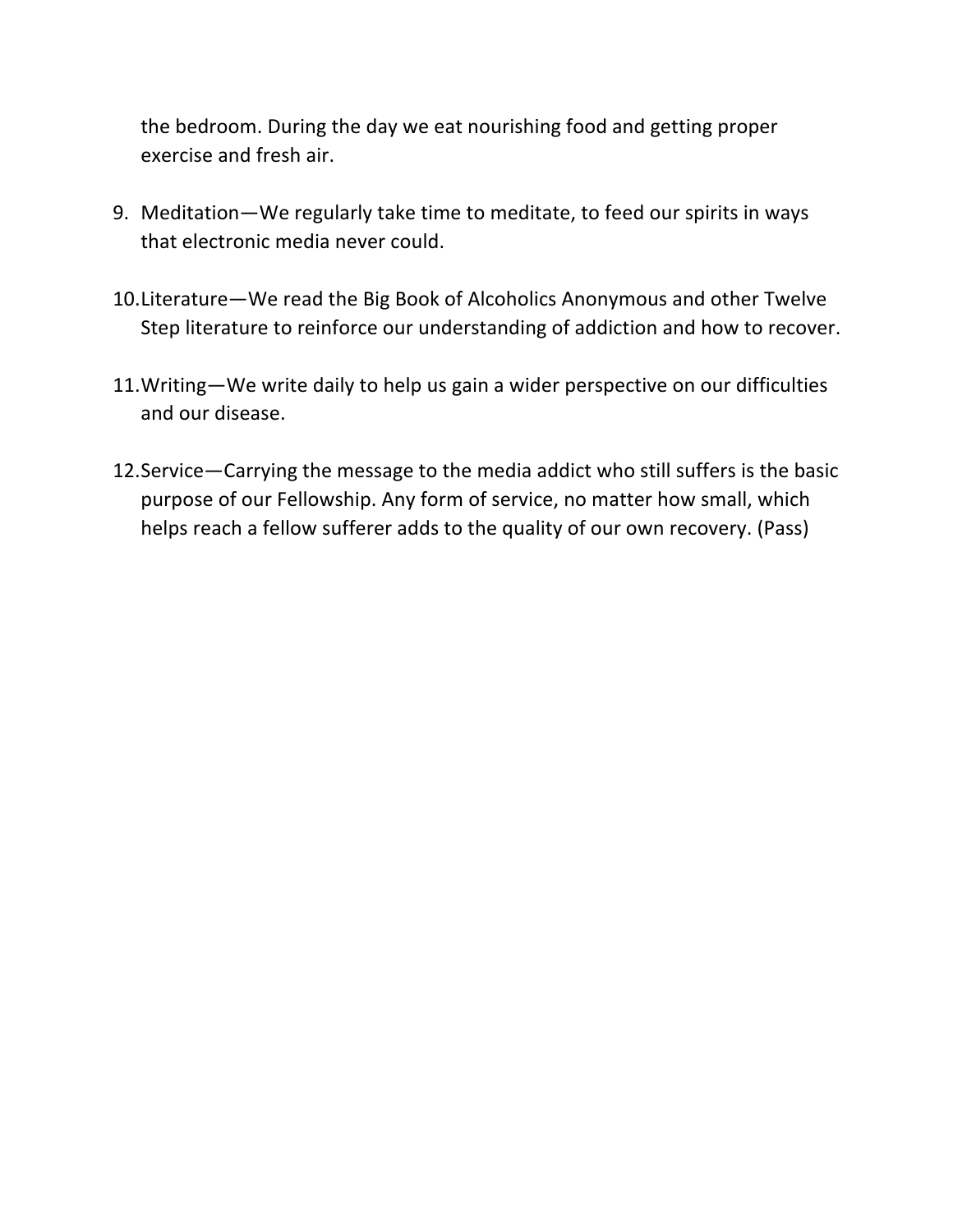the bedroom. During the day we eat nourishing food and getting proper exercise and fresh air.

9. Meditation—We regularly take time to meditate, to feed our spirits in ways that electronic media never could.

10. Literature—We read the Big Book of Alcoholics Anonymous and other Twelve Step literature to reinforce our understanding of addiction and how to recover.

11. Writing—We write daily to help us gain a wider perspective on our difficulties and our disease.

12. Service—Carrying the message to the media addict who still suffers is the basic purpose of our Fellowship. Any form of service, no matter how small, which helps reach a fellow sufferer adds to the quality of our own recovery. (Pass)